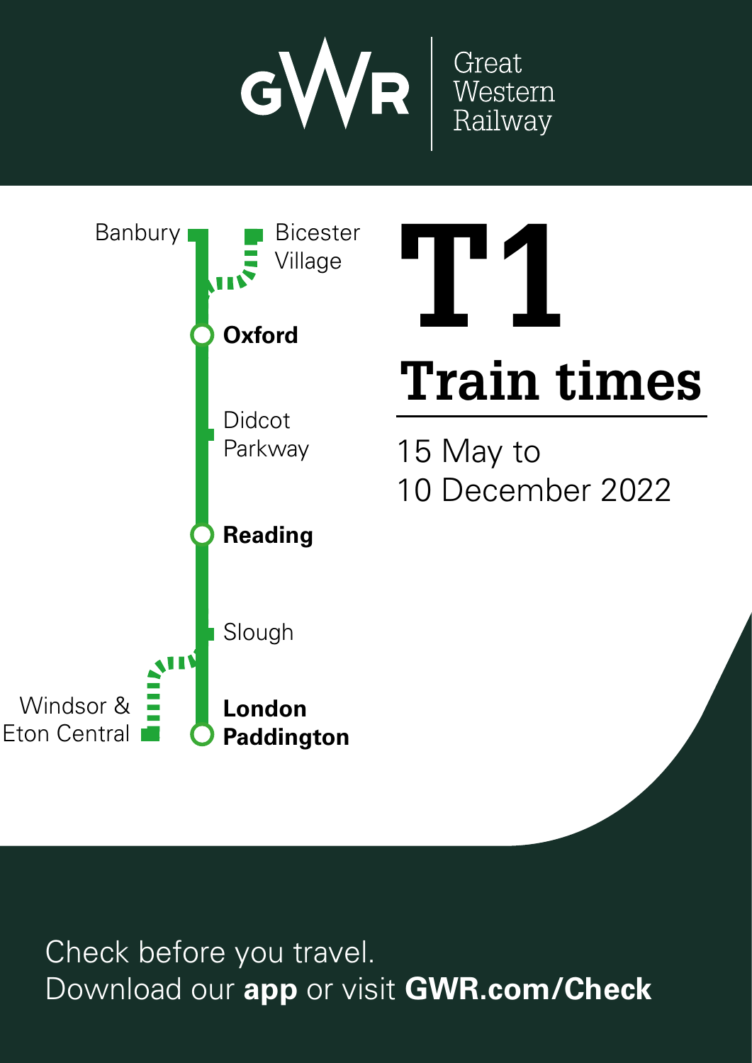GWR Great Western Railway

# T1

## Train times

15 May to
10 December 2022

Banbury
Bicester Village
**Oxford**
Didcot Parkway
**Reading**
Slough
Windsor & Eton Central
**London Paddington**

Check before you travel.
Download our **app** or visit **GWR.com/Check**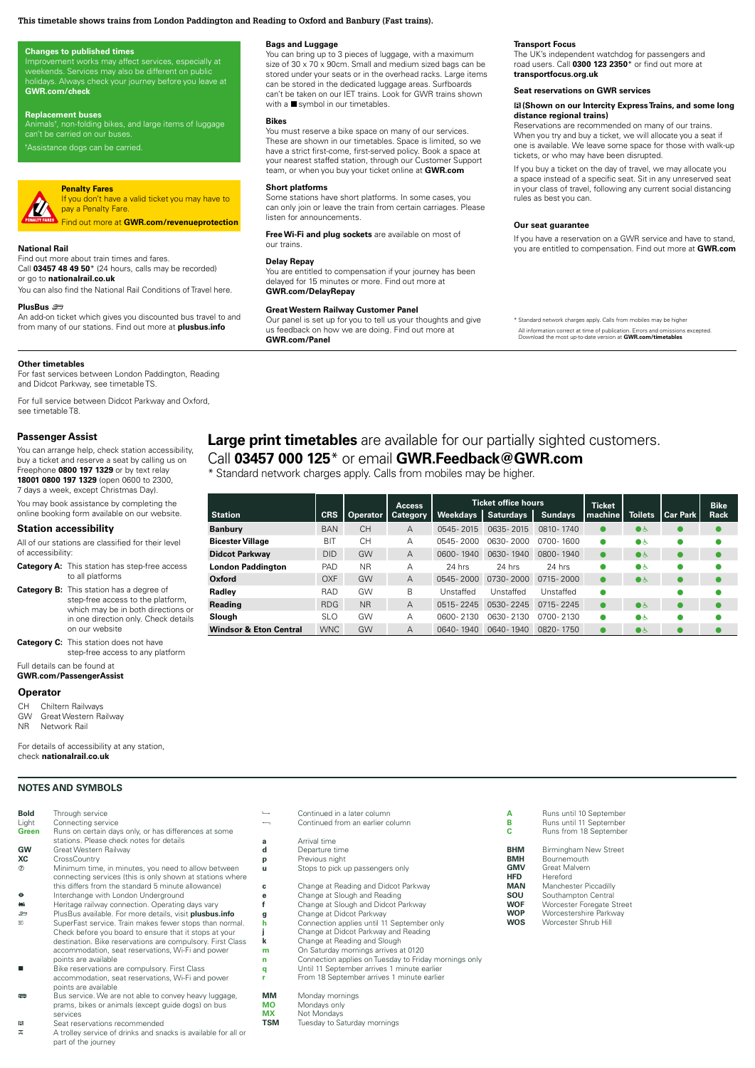**This timetable shows trains from London Paddington and Reading to Oxford and Banbury (Fast trains).**

### Changes to published times

Improvement works may affect services, especially at weekends. Services may also be different on public holidays. Always check your journey before you leave at **GWR.com/check**

### Replacement buses

Animals†, non-folding bikes, and large items of luggage can't be carried on our buses.

†Assistance dogs can be carried.

### Penalty Fares

If you don't have a valid ticket you may have to pay a Penalty Fare.

Find out more at **GWR.com/revenueprotection**

### National Rail

Find out more about train times and fares.
Call **03457 48 49 50*** (24 hours, calls may be recorded) or go to **nationalrail.co.uk**

You can also find the National Rail Conditions of Travel here.

### PlusBus

An add-on ticket which gives you discounted bus travel to and from many of our stations. Find out more at **plusbus.info**

### Bags and Luggage

You can bring up to 3 pieces of luggage, with a maximum size of 30 x 70 x 90cm. Small and medium sized bags can be stored under your seats or in the overhead racks. Large items can be stored in the dedicated luggage areas. Surfboards can't be taken on our IET trains. Look for GWR trains shown with a ■ symbol in our timetables.

### Bikes

You must reserve a bike space on many of our services. These are shown in our timetables. Space is limited, so we have a strict first-come, first-served policy. Book a space at your nearest staffed station, through our Customer Support team, or when you buy your ticket online at **GWR.com**

### Short platforms

Some stations have short platforms. In some cases, you can only join or leave the train from certain carriages. Please listen for announcements.

**Free Wi-Fi and plug sockets** are available on most of our trains.

### Delay Repay

You are entitled to compensation if your journey has been delayed for 15 minutes or more. Find out more at **GWR.com/DelayRepay**

### Great Western Railway Customer Panel

Our panel is set up for you to tell us your thoughts and give us feedback on how we are doing. Find out more at **GWR.com/Panel**

### Transport Focus

The UK's independent watchdog for passengers and road users. Call **0300 123 2350*** or find out more at **transportfocus.org.uk**

### Seat reservations on GWR services

**(Shown on our Intercity Express Trains, and some long distance regional trains)**

Reservations are recommended on many of our trains. When you try and buy a ticket, we will allocate you a seat if one is available. We leave some space for those with walk-up tickets, or who may have been disrupted.

If you buy a ticket on the day of travel, we may allocate you a space instead of a specific seat. Sit in any unreserved seat in your class of travel, following any current social distancing rules as best you can.

### Our seat guarantee

If you have a reservation on a GWR service and have to stand, you are entitled to compensation. Find out more at **GWR.com**

\* Standard network charges apply. Calls from mobiles may be higher

All information correct at time of publication. Errors and omissions excepted. Download the most up-to-date version at **GWR.com/timetables**

### Other timetables

For fast services between London Paddington, Reading and Didcot Parkway, see timetable TS.

For full service between Didcot Parkway and Oxford, see timetable T8.

### Passenger Assist

You can arrange help, check station accessibility, buy a ticket and reserve a seat by calling us on Freephone **0800 197 1329** or by text relay **18001 0800 197 1329** (open 0600 to 2300, 7 days a week, except Christmas Day).

You may book assistance by completing the online booking form available on our website.

### Station accessibility

All of our stations are classified for their level of accessibility:

**Category A:** This station has step-free access to all platforms

**Category B:** This station has a degree of step-free access to the platform, which may be in both directions or in one direction only. Check details on our website

**Category C:** This station does not have step-free access to any platform

Full details can be found at **GWR.com/PassengerAssist**

### Operator

CH Chiltern Railways
GW Great Western Railway
NR Network Rail

For details of accessibility at any station, check **nationalrail.co.uk**

## **Large print timetables** are available for our partially sighted customers.

Call **03457 000 125*** or email **GWR.Feedback@GWR.com**

\* Standard network charges apply. Calls from mobiles may be higher.

| Station | CRS | Operator | Access Category | Ticket office hours | | | Ticket machine | Toilets | Car Park | Bike Rack |
|---|---|---|---|---|---|---|---|---|---|---|
| | | | | Weekdays | Saturdays | Sundays | | | | |
| **Banbury** | BAN | CH | A | 0545-2015 | 0635-2015 | 0810-1740 | ● | ● ♿ | ● | ● |
| **Bicester Village** | BIT | CH | A | 0545-2000 | 0630-2000 | 0700-1600 | ● | ● ♿ | ● | ● |
| **Didcot Parkway** | DID | GW | A | 0600-1940 | 0630-1940 | 0800-1940 | ● | ● ♿ | ● | ● |
| **London Paddington** | PAD | NR | A | 24 hrs | 24 hrs | 24 hrs | ● | ● ♿ | ● | ● |
| **Oxford** | OXF | GW | A | 0545-2000 | 0730-2000 | 0715-2000 | ● | ● ♿ | ● | ● |
| **Radley** | RAD | GW | B | Unstaffed | Unstaffed | Unstaffed | ● | | ● | ● |
| **Reading** | RDG | NR | A | 0515-2245 | 0530-2245 | 0715-2245 | ● | ● ♿ | ● | ● |
| **Slough** | SLO | GW | A | 0600-2130 | 0630-2130 | 0700-2130 | ● | ● ♿ | ● | ● |
| **Windsor & Eton Central** | WNC | GW | A | 0640-1940 | 0640-1940 | 0820-1750 | ● | ● ♿ | ● | ● |

## NOTES AND SYMBOLS

- **Bold** Through service
- Light Connecting service
- **Green** Runs on certain days only, or has differences at some stations. Please check notes for details
- **GW** Great Western Railway
- **XC** CrossCountry
- ⑦ Minimum time, in minutes, you need to allow between connecting services (this is only shown at stations where this differs from the standard 5 minute allowance)
- ⊖ Interchange with London Underground
- Heritage railway connection. Operating days vary
- PlusBus available. For more details, visit **plusbus.info**
- SuperFast service. Train makes fewer stops than normal. Check before you board to ensure that it stops at your destination. Bike reservations are compulsory. First Class accommodation, seat reservations, Wi-Fi and power points are available
- ■ Bike reservations are compulsory. First Class accommodation, seat reservations, Wi-Fi and power points are available
- Bus service. We are not able to convey heavy luggage, prams, bikes or animals (except guide dogs) on bus services
- Seat reservations recommended
- A trolley service of drinks and snacks is available for all or part of the journey
- ⮡ Continued in a later column
- ⮢ Continued from an earlier column
- **a** Arrival time
- **d** Departure time
- **p** Previous night
- **u** Stops to pick up passengers only
- **c** Change at Reading and Didcot Parkway
- **e** Change at Slough and Reading
- **f** Change at Slough and Didcot Parkway
- **g** Change at Didcot Parkway
- **h** Connection applies until 11 September only
- **j** Change at Didcot Parkway and Reading
- **k** Change at Reading and Slough
- **m** On Saturday mornings arrives at 0120
- **n** Connection applies on Tuesday to Friday mornings only
- **q** Until 11 September arrives 1 minute earlier
- **r** From 18 September arrives 1 minute earlier
- **MM** Monday mornings
- **MO** Mondays only
- **MX** Not Mondays
- **TSM** Tuesday to Saturday mornings
- **A** Runs until 10 September
- **B** Runs until 11 September
- **C** Runs from 18 September
- **BHM** Birmingham New Street
- **BMH** Bournemouth
- **GMV** Great Malvern
- **HFD** Hereford
- **MAN** Manchester Piccadilly
- **SOU** Southampton Central
- **WOF** Worcester Foregate Street
- **WOP** Worcestershire Parkway
- **WOS** Worcester Shrub Hill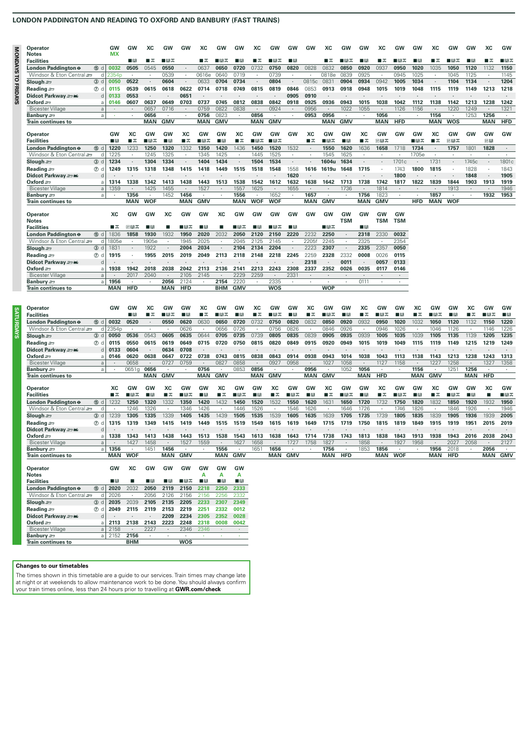## LONDON PADDINGTON AND READING TO OXFORD AND BANBURY (FAST TRAINS)

### MONDAYS TO FRIDAYS

| Operator | | GW | GW | XC | GW | GW | XC | GW | GW | XC | GW | GW | GW | XC | GW | GW | XC | GW | GW | XC | GW | GW | XC | GW |
|---|---|---|---|---|---|---|---|---|---|---|---|---|---|---|---|---|---|---|---|---|---|---|---|---|
| Notes | | MX | | | | | | | | | | | | | | | | | | | | | | |
| London Paddington ⊖ | ⑮ d | 0032 | 0505 | 0545 | 0550 | · | 0637 | 0650 | 0720 | 0732 | 0750 | 0820 | 0828 | 0832 | 0850 | 0920 | 0937 | 0950 | 1020 | 1035 | 1050 | 1120 | 1132 | 1150 |
| Windsor & Eton Central | d | 2354p | · | · | 0539 | · | 0616e | 0640 | 0719 | · | 0739 | · | · | 0818e | 0839 | 0925 | · | 0945 | 1025 | · | 1045 | 1125 | · | 1145 |
| Slough | ③ d | 0050 | 0522 | · | 0604 | · | 0633 | 0704 | 0734 | · | 0804 | · | 0815c | 0831 | 0904 | 0934 | 0942 | 1005 | 1034 | · | 1104 | 1134 | · | 1204 |
| Reading | ⑦ d | 0115 | 0539 | 0615 | 0618 | 0622 | 0714 | 0718 | 0749 | 0815 | 0819 | 0846 | 0853 | 0913 | 0918 | 0948 | 1015 | 1019 | 1048 | 1115 | 1119 | 1149 | 1213 | 1218 |
| Didcot Parkway | d | 0133 | 0553 | · | · | 0651 | · | · | · | · | · | 0905 | 0910 | · | · | · | · | · | · | · | · | · | · | · |
| Oxford | a | 0146 | 0607 | 0637 | 0649 | 0703 | 0737 | 0745 | 0812 | 0838 | 0842 | 0918 | 0925 | 0936 | 0943 | 1015 | 1038 | 1042 | 1112 | 1138 | 1142 | 1213 | 1238 | 1242 |
| Bicester Village | a | · | · | 0657 | 0716 | · | 0759 | 0822 | 0838 | · | 0924 | · | 0956 | · | 1022 | 1055 | · | 1126 | 1156 | · | 1220 | 1249 | · | 1321 |
| Banbury | a | · | · | 0656 | · | · | 0756 | 0823 | · | 0856 | · | · | 0953 | 0956 | · | · | 1056 | · | · | 1156 | · | 1253 | 1256 | · |
| Train continues to | | | | MAN | GMV | | MAN | GMV | | MAN | GMV | | | MAN | GMV | | MAN | HFD | | MAN | WOS | | MAN | HFD |

| Operator | | GW | XC | GW | GW | XC | GW | GW | XC | GW | GW | GW | XC | GW | GW | XC | GW | GW | GW | XC | GW | GW | GW | GW |
|---|---|---|---|---|---|---|---|---|---|---|---|---|---|---|---|---|---|---|---|---|---|---|---|---|
| London Paddington ⊖ | ⑮ d | 1220 | 1233 | 1250 | 1320 | 1332 | 1350 | 1420 | 1436 | 1450 | 1520 | 1532 | · | 1550 | 1620 | 1636 | 1658 | 1718 | 1734 | · | 1757 | 1801 | 1828 | · |
| Windsor & Eton Central | d | 1225 | · | 1245 | 1325 | · | 1345 | 1425 | · | 1445 | 1525 | · | · | 1545 | 1625 | · | · | · | 1705e | · | · | · | · | · |
| Slough | ③ d | 1234 | · | 1304 | 1334 | · | 1404 | 1434 | · | 1504 | 1534 | · | · | 1604u | 1634 | · | · | 1701c | · | 1731 | · | 1745c | · | 1801c |
| Reading | ⑦ d | 1249 | 1315 | 1318 | 1348 | 1415 | 1418 | 1449 | 1515 | 1518 | 1548 | 1558 | 1616 | 1619u | 1648 | 1715 | · | 1743 | 1800 | 1815 | · | 1828 | · | 1843 |
| Didcot Parkway | d | · | · | · | · | · | · | · | · | · | · | 1620 | · | · | · | · | · | 1800 | · | · | · | 1848 | · | 1905 |
| Oxford | a | 1314 | 1338 | 1342 | 1413 | 1438 | 1443 | 1513 | 1538 | 1542 | 1612 | 1632 | 1638 | 1642 | 1713 | 1738 | 1742 | 1817 | 1822 | 1839 | 1844 | 1903 | 1913 | 1919 |
| Bicester Village | a | 1359 | · | 1425 | 1455 | · | 1527 | · | 1557 | 1625 | · | 1655 | · | · | 1736 | · | 1814 | · | · | · | 1913 | · | · | 1946 |
| Banbury | a | · | 1356 | · | 1452 | 1456 | · | · | 1556 | · | 1652 | · | 1657 | · | · | 1756 | 1823 | · | · | 1857 | · | · | 1932 | 1953 |
| Train continues to | | | MAN | WOF | | MAN | GMV | | MAN | WOF | WOF | | MAN | GMV | | MAN | GMV | | HFD | MAN | WOF | | | |

| Operator | | XC | GW | GW | XC | GW | GW | XC | GW | GW | GW | GW | GW | GW | GW | GW | GW | GW |
|---|---|---|---|---|---|---|---|---|---|---|---|---|---|---|---|---|---|---|
| Notes | | | | | | | | | | | | | | | TSM | | TSM | TSM |
| London Paddington ⊖ | ⑮ d | 1836 | 1858 | 1930 | 1932 | 1950 | 2020 | 2032 | 2050 | 2120 | 2150 | 2220 | 2232 | 2250 | · | 2318 | 2330 | 0032 |
| Windsor & Eton Central | d | 1805e | · | 1905e | · | 1945 | 2025 | · | 2045 | 2125 | 2145 | · | 2205f | 2245 | · | 2325 | · | 2354 |
| Slough | ③ d | 1831 | · | 1922 | · | 2004 | 2034 | · | 2104 | 2134 | 2204 | · | 2223 | 2307 | · | 2335 | 2357 | 0050 |
| Reading | ⑦ d | 1915 | · | 1955 | 2015 | 2019 | 2049 | 2113 | 2118 | 2148 | 2218 | 2245 | 2259 | 2328 | 2332 | 0008 | 0026 | 0115 |
| Didcot Parkway | d | · | · | · | · | · | · | · | · | · | · | · | 2318 | · | 0011 | · | 0057 | 0133 |
| Oxford | a | 1938 | 1942 | 2018 | 2038 | 2042 | 2113 | 2136 | 2141 | 2213 | 2243 | 2308 | 2337 | 2352 | 0026 | 0035 | 0117 | 0146 |
| Bicester Village | a | · | 2017 | 2040 | · | 2105 | 2145 | · | 2229 | 2259 | · | 2331 | · | · | · | · | · | · |
| Banbury | a | 1956 | · | · | 2056 | 2124 | · | 2154 | 2220 | · | 2335 | · | · | · | · | 0111 | · | · |
| Train continues to | | MAN | HFD | | MAN | HFD | | BHM | GMV | | WOS | | | WOP | | | | |

### SATURDAYS

| Operator | | GW | GW | XC | GW | GW | XC | GW | GW | XC | GW | GW | XC | GW | GW | XC | GW | GW | XC | GW | GW | XC | GW | GW |
|---|---|---|---|---|---|---|---|---|---|---|---|---|---|---|---|---|---|---|---|---|---|---|---|---|
| London Paddington ⊖ | ⑮ d | 0032 | 0520 | · | 0550 | 0620 | 0630 | 0650 | 0720 | 0732 | 0750 | 0820 | 0832 | 0850 | 0920 | 0932 | 0950 | 1020 | 1032 | 1050 | 1120 | 1132 | 1150 | 1220 |
| Windsor & Eton Central | d | 2354p | · | · | · | 0626 | · | 0656 | 0726 | · | 0756 | 0826 | · | 0846 | 0926 | · | 0946 | 1026 | · | 1046 | 1126 | · | 1146 | 1226 |
| Slough | ③ d | 0050 | 0536 | 0543 | 0605 | 0635 | 0644 | 0705 | 0735 | 0739 | 0805 | 0835 | 0839 | 0905 | 0935 | 0939 | 1005 | 1035 | 1039 | 1105 | 1135 | 1139 | 1205 | 1235 |
| Reading | ⑦ d | 0115 | 0550 | 0615 | 0619 | 0649 | 0715 | 0720 | 0750 | 0815 | 0820 | 0849 | 0915 | 0920 | 0949 | 1015 | 1019 | 1049 | 1115 | 1119 | 1149 | 1215 | 1219 | 1249 |
| Didcot Parkway | d | 0133 | 0604 | · | 0634 | 0708 | · | · | · | · | · | · | · | · | · | · | · | · | · | · | · | · | · | · |
| Oxford | a | 0146 | 0620 | 0638 | 0647 | 0722 | 0738 | 0743 | 0815 | 0838 | 0843 | 0914 | 0938 | 0943 | 1014 | 1038 | 1043 | 1113 | 1138 | 1143 | 1213 | 1238 | 1243 | 1313 |
| Bicester Village | a | · | 0658 | · | 0727 | 0759 | · | 0827 | 0858 | · | 0927 | 0958 | · | 1027 | 1058 | · | 1127 | 1158 | · | 1227 | 1258 | · | 1327 | 1358 |
| Banbury | a | · | 0651g | 0656 | · | · | 0756 | · | 0853 | 0856 | · | · | 0956 | · | 1052 | 1056 | · | · | 1156 | · | 1251 | 1256 | · | · |
| Train continues to | | | | MAN | GMV | | MAN | GMV | | MAN | GMV | | MAN | GMV | | MAN | HFD | | MAN | GMV | | MAN | HFD | |

| Operator | | XC | GW | GW | XC | GW | GW | XC | GW | GW | XC | GW | GW | XC | GW | GW | XC | GW | GW | XC | GW | GW | XC | GW |
|---|---|---|---|---|---|---|---|---|---|---|---|---|---|---|---|---|---|---|---|---|---|---|---|---|
| London Paddington ⊖ | ⑮ d | 1232 | 1250 | 1320 | 1332 | 1350 | 1420 | 1432 | 1450 | 1520 | 1532 | 1550 | 1620 | 1631 | 1650 | 1720 | 1732 | 1750 | 1820 | 1832 | 1850 | 1920 | 1932 | 1950 |
| Windsor & Eton Central | d | · | 1246 | 1326 | · | 1346 | 1426 | · | 1446 | 1526 | · | 1546 | 1626 | · | 1646 | 1726 | · | 1746 | 1826 | · | 1846 | 1926 | · | 1946 |
| Slough | ③ d | 1239 | 1305 | 1335 | 1339 | 1405 | 1435 | 1439 | 1505 | 1535 | 1539 | 1605 | 1635 | 1639 | 1705 | 1735 | 1739 | 1805 | 1835 | 1839 | 1905 | 1936 | 1939 | 2005 |
| Reading | ⑦ d | 1315 | 1319 | 1349 | 1415 | 1419 | 1449 | 1515 | 1519 | 1549 | 1615 | 1619 | 1649 | 1715 | 1719 | 1750 | 1815 | 1819 | 1849 | 1915 | 1919 | 1951 | 2015 | 2019 |
| Didcot Parkway | d | · | · | · | · | · | · | · | · | · | · | · | · | · | · | · | · | · | · | · | · | · | · | · |
| Oxford | a | 1338 | 1343 | 1413 | 1438 | 1443 | 1513 | 1538 | 1543 | 1613 | 1638 | 1643 | 1714 | 1738 | 1743 | 1813 | 1838 | 1843 | 1913 | 1938 | 1943 | 2016 | 2038 | 2043 |
| Bicester Village | a | · | 1427 | 1458 | · | 1527 | 1559 | · | 1627 | 1658 | · | 1727 | 1758 | 1827 | · | 1858 | · | 1927 | 1958 | · | 2027 | 2058 | · | 2127 |
| Banbury | a | 1356 | · | 1451 | 1456 | · | · | 1556 | · | 1651 | 1656 | · | · | 1756 | · | 1853 | 1856 | · | · | 1956 | 2018 | · | 2056 | · |
| Train continues to | | MAN | WOF | | MAN | GMV | | MAN | GMV | | MAN | GMV | | MAN | HFD | | MAN | WOF | | MAN | HFD | | MAN | GMV |

| Operator | | GW | XC | GW | GW | GW | GW | GW | GW |
|---|---|---|---|---|---|---|---|---|---|
| Notes | | | | | | | A | A | A |
| London Paddington ⊖ | ⑮ d | 2020 | 2032 | 2050 | 2119 | 2150 | 2218 | 2250 | 2333 |
| Windsor & Eton Central | d | 2026 | · | 2056 | 2126 | 2156 | 2156 | 2256 | 2332 |
| Slough | ③ d | 2035 | 2039 | 2105 | 2135 | 2205 | 2233 | 2307 | 2349 |
| Reading | ⑦ d | 2049 | 2115 | 2119 | 2153 | 2219 | 2251 | 2332 | 0012 |
| Didcot Parkway | d | · | · | · | 2209 | 2235 | 2305 | 2352 | 0028 |
| Oxford | a | 2113 | 2138 | 2143 | 2223 | 2248 | 2318 | 0008 | 0042 |
| Bicester Village | a | 2158 | · | 2227 | · | 2346 | 2346 | · | · |
| Banbury | a | 2152 | 2156 | · | · | · | · | · | · |
| Train continues to | | | BHM | | | WOS | | | |

**Changes to our timetables**

The times shown in this timetable are a guide to our services. Train times may change late at night or at weekends to allow maintenance work to be done. You should always confirm your train times online, less than 24 hours prior to travelling at **GWR.com/check**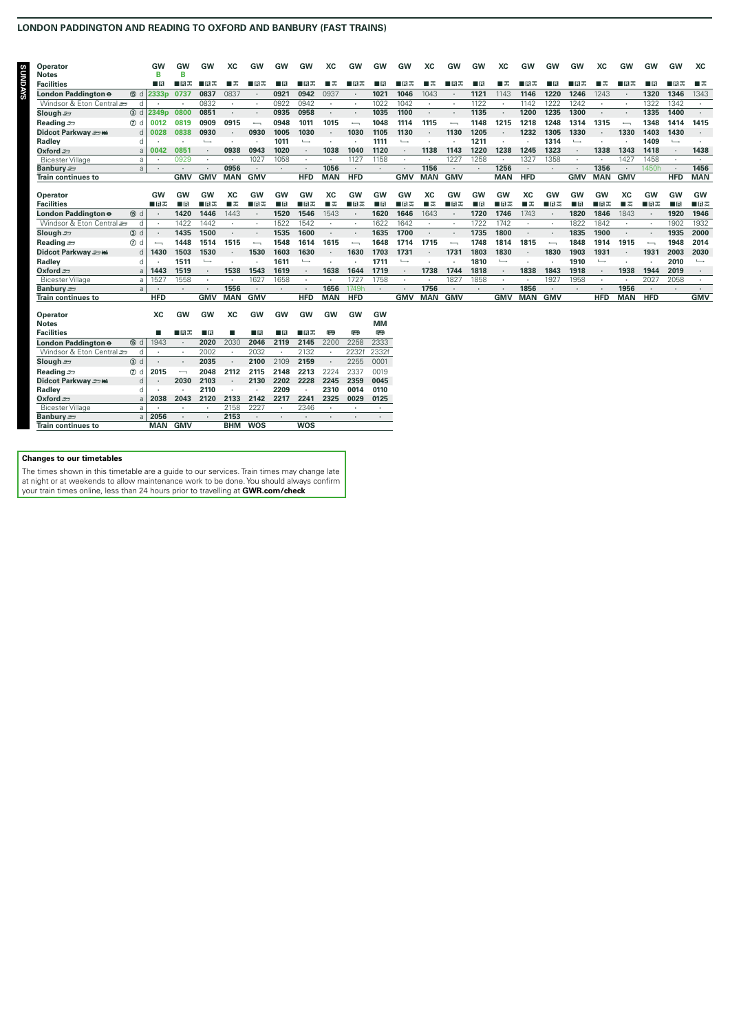## LONDON PADDINGTON AND READING TO OXFORD AND BANBURY (FAST TRAINS)

SUNDAYS

| Operator | | GW | GW | GW | XC | GW | GW | GW | XC | GW | GW | GW | XC | GW | GW | XC | GW | GW | GW | XC | GW | GW | GW | XC |
|---|---|---|---|---|---|---|---|---|---|---|---|---|---|---|---|---|---|---|---|---|---|---|---|---|
| Notes | | B | B | | | | | | | | | | | | | | | | | | | | | |
| Facilities | | ■🅁 | ■🅁⚒ | ■🅁⚒ | ■⚒ | ■🅁⚒ | ■🅁 | ■🅁⚒ | ■⚒ | ■🅁⚒ | ■🅁 | ■🅁⚒ | ■⚒ | ■🅁⚒ | ■🅁 | ■⚒ | ■🅁⚒ | ■🅁 | ■🅁⚒ | ■⚒ | ■🅁⚒ | ■🅁 | ■🅁⚒ | ■⚒ |
| London Paddington ⊖ | ⑮ d | 2333p | 0737 | 0837 | 0837 | · | 0921 | 0942 | 0937 | · | 1021 | 1046 | 1043 | · | 1121 | 1143 | 1146 | 1220 | 1246 | 1243 | · | 1320 | 1346 | 1343 |
| Windsor & Eton Central | d | · | · | 0832 | · | · | 0922 | 0942 | · | · | 1022 | 1042 | · | · | 1122 | · | 1142 | 1222 | 1242 | · | · | 1322 | 1342 | · |
| Slough | ③ d | 2349p | 0800 | 0851 | · | · | 0935 | 0958 | · | · | 1035 | 1100 | · | · | 1135 | · | 1200 | 1235 | 1300 | · | · | 1335 | 1400 | · |
| Reading | ⑦ d | 0012 | 0819 | 0909 | 0915 | ⟵ | 0948 | 1011 | 1015 | ⟵ | 1048 | 1114 | 1115 | ⟵ | 1148 | 1215 | 1218 | 1248 | 1314 | 1315 | ⟵ | 1348 | 1414 | 1415 |
| Didcot Parkway | d | 0028 | 0838 | 0930 | · | 0930 | 1005 | 1030 | · | 1030 | 1105 | 1130 | · | 1130 | 1205 | · | 1232 | 1305 | 1330 | · | 1330 | 1403 | 1430 | · |
| Radley | d | · | · | ⟶ | · | · | 1011 | ⟶ | · | · | 1111 | ⟶ | · | · | 1211 | · | · | 1314 | ⟶ | · | · | 1409 | ⟶ | · |
| Oxford | a | 0042 | 0851 | · | 0938 | 0943 | 1020 | · | 1038 | 1040 | 1120 | · | 1138 | 1143 | 1220 | 1238 | 1245 | 1323 | · | 1338 | 1343 | 1418 | · | 1438 |
| Bicester Village | a | · | 0929 | · | · | 1027 | 1058 | · | · | 1127 | 1158 | · | · | 1227 | 1258 | · | 1327 | 1358 | · | · | 1427 | 1458 | · | · |
| Banbury | a | · | · | · | 0956 | · | · | · | 1056 | · | · | · | 1156 | · | · | 1256 | · | · | · | 1356 | · | 1450h | · | 1456 |
| Train continues to | | | GMV | GMV | MAN | GMV | | HFD | MAN | HFD | | GMV | MAN | GMV | | MAN | HFD | | GMV | MAN | GMV | | HFD | MAN |

| Operator | | GW | GW | GW | XC | GW | GW | GW | XC | GW | GW | GW | XC | GW | GW | GW | XC | GW | GW | GW | XC | GW | GW | GW |
|---|---|---|---|---|---|---|---|---|---|---|---|---|---|---|---|---|---|---|---|---|---|---|---|---|
| Facilities | | ■🅁⚒ | ■🅁 | ■🅁⚒ | ■⚒ | ■🅁⚒ | ■🅁 | ■🅁⚒ | ■⚒ | ■🅁⚒ | ■🅁 | ■🅁⚒ | ■⚒ | ■🅁⚒ | ■🅁 | ■🅁⚒ | ■⚒ | ■🅁⚒ | ■🅁 | ■🅁⚒ | ■⚒ | ■🅁⚒ | ■🅁 | ■🅁⚒ |
| London Paddington ⊖ | ⑮ d | · | 1420 | 1446 | 1443 | · | 1520 | 1546 | 1543 | · | 1620 | 1646 | 1643 | · | 1720 | 1746 | 1743 | · | 1820 | 1846 | 1843 | · | 1920 | 1946 |
| Windsor & Eton Central | d | · | 1422 | 1442 | · | · | 1522 | 1542 | · | · | 1622 | 1642 | · | · | 1722 | 1742 | · | · | 1822 | 1842 | · | · | 1902 | 1932 |
| Slough | ③ d | · | 1435 | 1500 | · | · | 1535 | 1600 | · | · | 1635 | 1700 | · | · | 1735 | 1800 | · | · | 1835 | 1900 | · | · | 1935 | 2000 |
| Reading | ⑦ d | ⟵ | 1448 | 1514 | 1515 | ⟵ | 1548 | 1614 | 1615 | ⟵ | 1648 | 1714 | 1715 | ⟵ | 1748 | 1814 | 1815 | ⟵ | 1848 | 1914 | 1915 | ⟵ | 1948 | 2014 |
| Didcot Parkway | d | 1430 | 1503 | 1530 | · | 1530 | 1603 | 1630 | · | 1630 | 1703 | 1731 | · | 1731 | 1803 | 1830 | · | 1830 | 1903 | 1931 | · | 1931 | 2003 | 2030 |
| Radley | d | · | 1511 | ⟶ | · | · | 1611 | ⟶ | · | · | 1711 | ⟶ | · | · | 1810 | ⟶ | · | · | 1910 | ⟶ | · | · | 2010 | ⟶ |
| Oxford | a | 1443 | 1519 | · | 1538 | 1543 | 1619 | · | 1638 | 1644 | 1719 | · | 1738 | 1744 | 1818 | · | 1838 | 1843 | 1918 | · | 1938 | 1944 | 2019 | · |
| Bicester Village | a | 1527 | 1558 | · | · | 1627 | 1658 | · | · | 1727 | 1758 | · | · | 1827 | 1858 | · | · | 1927 | 1958 | · | · | 2027 | 2058 | · |
| Banbury | a | · | · | · | 1556 | · | · | · | 1656 | 1749h | · | · | 1756 | · | · | · | 1856 | · | · | · | 1956 | · | · | · |
| Train continues to | | HFD | | GMV | MAN | GMV | | HFD | MAN | HFD | | GMV | MAN | GMV | | GMV | MAN | GMV | | HFD | MAN | HFD | | GMV |

| Operator | | XC | GW | GW | XC | GW | GW | GW | GW | GW | GW |
|---|---|---|---|---|---|---|---|---|---|---|---|
| Notes | | | | | | | | | | | MM |
| Facilities | | ■ | ■🅁⚒ | ■🅁 | ■ | ■🅁 | ■🅁 | ■🅁⚒ | 🚌 | 🚌 | 🚌 |
| London Paddington ⊖ | ⑮ d | 1943 | · | 2020 | 2030 | 2046 | 2119 | 2145 | 2200 | 2258 | 2333 |
| Windsor & Eton Central | d | · | · | 2002 | · | 2032 | · | 2132 | · | 2232f | 2332f |
| Slough | ③ d | · | · | 2035 | · | 2100 | 2109 | 2159 | · | 2255 | 0001 |
| Reading | ⑦ d | 2015 | ⟵ | 2048 | 2112 | 2115 | 2148 | 2213 | 2224 | 2337 | 0019 |
| Didcot Parkway | d | · | 2030 | 2103 | · | 2130 | 2202 | 2228 | 2245 | 2359 | 0045 |
| Radley | d | · | · | 2110 | · | · | 2209 | · | 2310 | 0014 | 0110 |
| Oxford | a | 2038 | 2043 | 2120 | 2133 | 2142 | 2217 | 2241 | 2325 | 0029 | 0125 |
| Bicester Village | a | · | · | · | 2158 | 2227 | · | 2346 | · | · | · |
| Banbury | a | 2056 | · | · | 2153 | · | · | · | · | · | · |
| Train continues to | | MAN | GMV | | BHM | WOS | | WOS | | | |

**Changes to our timetables**

The times shown in this timetable are a guide to our services. Train times may change late at night or at weekends to allow maintenance work to be done. You should always confirm your train times online, less than 24 hours prior to travelling at **GWR.com/check**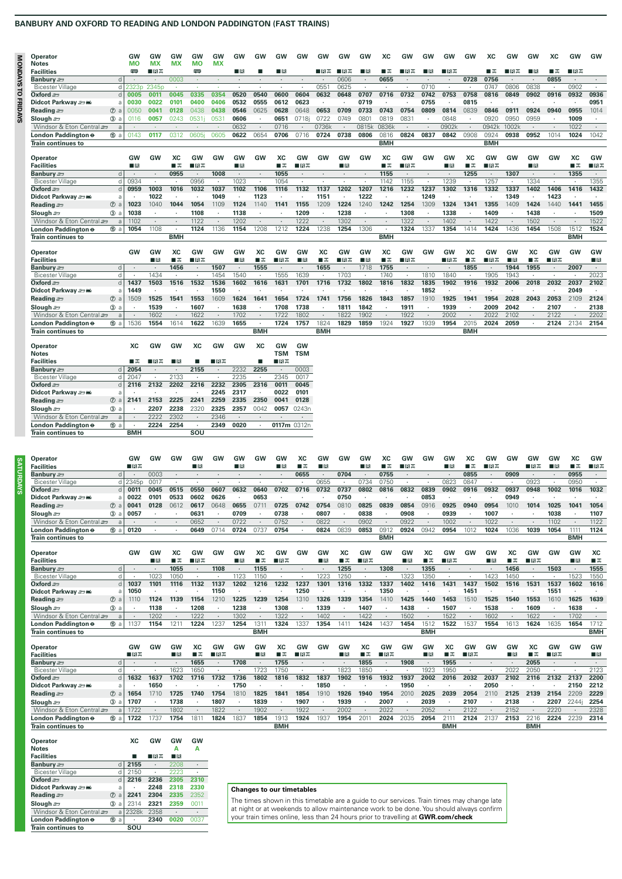## BANBURY AND OXFORD TO READING AND LONDON PADDINGTON (FAST TRAINS)

### MONDAYS TO FRIDAYS

| Operator | | GW | GW | GW | GW | GW | GW | GW | GW | GW | GW | GW | GW | XC | GW | GW | GW | GW | XC | GW | GW | XC | GW | GW |
|---|---|---|---|---|---|---|---|---|---|---|---|---|---|---|---|---|---|---|---|---|---|---|---|---|
| Notes | | MO | MX | MX | MO | MX | | | | | | | | | | | | | | | | | | |
| Facilities | | 🚌 | ■R✕ | | 🚌 | | ■R | ■ | ■R | | ■R✕ | ■R✕ | ■R | ■✕ | ■R✕ | ■R | ■R✕ | | ■✕ | ■R✕ | ■R | ■✕ | ■R✕ | |
| Banbury | d | · | · | 0003 | · | · | · | · | · | · | · | 0606 | · | 0655 | · | · | · | 0728 | 0756 | · | · | 0855 | · | · |
| Bicester Village | d | 2323p | 2345p | · | · | · | · | · | · | · | 0551 | 0625 | · | · | · | 0710 | · | · | 0747 | 0806 | 0838 | · | 0902 | · |
| Oxford | d | 0005 | 0011 | 0045 | 0335 | 0354 | 0520 | 0540 | 0600 | 0604 | 0632 | 0648 | 0707 | 0716 | 0732 | 0742 | 0753 | 0758 | 0816 | 0849 | 0902 | 0916 | 0932 | 0936 |
| Didcot Parkway | a | 0030 | 0022 | 0101 | 0400 | 0406 | 0532 | 0555 | 0612 | 0623 | · | · | 0719 | · | · | 0755 | · | 0815 | · | · | · | · | · | 0951 |
| Reading | a | 0050 | 0041 | 0128 | 0438 | 0438 | 0546 | 0625 | 0628 | 0648 | 0653 | 0709 | 0733 | 0743 | 0754 | 0809 | 0814 | 0839 | 0846 | 0911 | 0924 | 0940 | 0955 | 1014 |
| Slough | a | 0116 | 0057 | 0243 | 0531j | 0531 | 0606 | · | 0651 | 0718j | 0722 | 0749 | 0801 | 0819 | 0831 | · | 0848 | · | 0920 | 0950 | 0959 | · | 1009 | · |
| Windsor & Eton Central | a | · | · | · | · | · | 0632 | · | 0716 | · | 0736k | · | 0815k | 0836k | · | · | 0902k | · | 0942k | 1002k | · | · | 1022 | · |
| London Paddington | a | 0143 | 0117 | 0312 | 0605j | 0605 | 0622 | 0654 | 0706 | 0716 | 0724 | 0738 | 0806 | 0816 | 0824 | 0837 | 0842 | 0908 | 0924 | 0938 | 0952 | 1014 | 1024 | 1042 |
| Train continues to | | | | | | | | | | | | | | BMH | | | | | BMH | | | | | |

| Operator | | GW | GW | XC | GW | GW | GW | GW | XC | GW | GW | GW | GW | XC | GW | GW | GW | XC | GW | GW | GW | GW | XC | GW |
|---|---|---|---|---|---|---|---|---|---|---|---|---|---|---|---|---|---|---|---|---|---|---|---|---|
| Facilities | | ■R | | ■✕ | ■R✕ | | ■R | | ■✕ | ■R✕ | | ■R | | ■✕ | ■R✕ | | ■R | ■✕ | ■R✕ | | ■R | | ■✕ | ■R✕ |
| Banbury | d | · | · | 0955 | · | 1008 | · | · | 1055 | · | · | · | · | 1155 | · | · | · | 1255 | · | 1307 | · | · | 1355 | · |
| Bicester Village | d | 0934 | · | · | 0956 | · | 1023 | · | 1054 | · | · | · | · | 1142 | 1155 | · | 1239 | · | 1257 | · | 1334 | · | · | 1355 |
| Oxford | d | 0959 | 1003 | 1016 | 1032 | 1037 | 1102 | 1106 | 1116 | 1132 | 1137 | 1202 | 1207 | 1216 | 1232 | 1237 | 1302 | 1316 | 1332 | 1337 | 1402 | 1406 | 1416 | 1432 |
| Didcot Parkway | a | · | 1022 | · | · | 1049 | · | 1123 | · | · | 1151 | · | 1222 | · | · | 1249 | · | · | · | 1349 | · | 1423 | · | · |
| Reading | a | 1023 | 1040 | 1044 | 1054 | 1109 | 1124 | 1140 | 1141 | 1155 | 1209 | 1224 | 1240 | 1242 | 1254 | 1309 | 1324 | 1341 | 1355 | 1409 | 1424 | 1440 | 1441 | 1455 |
| Slough | a | 1038 | · | · | 1108 | · | 1138 | · | · | 1209 | · | 1238 | · | · | 1308 | · | 1338 | · | 1409 | · | 1438 | · | · | 1509 |
| Windsor & Eton Central | a | 1102 | · | · | 1122 | · | 1202 | · | · | 1222 | · | 1302 | · | · | 1322 | · | 1402 | · | 1422 | · | 1502 | · | · | 1522 |
| London Paddington | a | 1054 | 1108 | · | 1124 | 1136 | 1154 | 1208 | 1212 | 1224 | 1238 | 1254 | 1306 | · | 1324 | 1337 | 1354 | 1414 | 1424 | 1436 | 1454 | 1508 | 1512 | 1524 |
| Train continues to | | | | BMH | | | | | | | | | | BMH | | | | | | | | | BMH | |

| Operator | | GW | GW | XC | GW | GW | GW | XC | GW | GW | XC | GW | GW | XC | GW | GW | GW | XC | GW | GW | XC | GW | GW | GW |
|---|---|---|---|---|---|---|---|---|---|---|---|---|---|---|---|---|---|---|---|---|---|---|---|---|
| Facilities | | | ■R | ■✕ | ■R✕ | | ■R | ■✕ | ■R✕ | ■R | ■✕ | ■R✕ | ■R | ■✕ | ■R✕ | | ■R✕ | ■✕ | ■R✕ | ■R | ■✕ | ■R✕ | | ■R |
| Banbury | d | · | · | 1456 | · | 1507 | · | 1555 | · | · | 1655 | · | 1718 | 1755 | · | · | · | 1855 | · | 1944 | 1955 | · | 2007 | · |
| Bicester Village | d | · | 1434 | · | · | 1454 | 1540 | · | 1555 | 1639 | · | 1703 | · | 1740 | · | 1810 | 1840 | · | 1905 | 1943 | · | · | · | 2023 |
| Oxford | d | 1437 | 1503 | 1516 | 1532 | 1536 | 1602 | 1616 | 1631 | 1701 | 1716 | 1732 | 1802 | 1816 | 1832 | 1835 | 1902 | 1916 | 1932 | 2006 | 2018 | 2032 | 2037 | 2102 |
| Didcot Parkway | a | 1449 | · | · | · | 1550 | · | · | · | · | · | · | · | · | · | 1852 | · | · | · | · | · | · | 2049 | · |
| Reading | a | 1509 | 1525 | 1541 | 1553 | 1609 | 1624 | 1641 | 1654 | 1724 | 1741 | 1756 | 1826 | 1843 | 1857 | 1910 | 1925 | 1941 | 1954 | 2028 | 2043 | 2053 | 2109 | 2124 |
| Slough | a | · | 1539 | · | 1607 | · | 1638 | · | 1708 | 1738 | · | 1811 | 1842 | · | 1911 | · | 1939 | · | 2009 | 2042 | · | 2107 | · | 2138 |
| Windsor & Eton Central | a | · | 1602 | · | 1622 | · | 1702 | · | 1722 | 1802 | · | 1822 | 1902 | · | 1922 | · | 2002 | · | 2022 | 2102 | · | 2122 | · | 2202 |
| London Paddington | a | 1536 | 1554 | 1614 | 1622 | 1639 | 1655 | · | 1724 | 1757 | 1824 | 1829 | 1859 | 1924 | 1927 | 1939 | 1954 | 2015 | 2024 | 2059 | · | 2124 | 2134 | 2154 |
| Train continues to | | | | | | | | BMH | | | BMH | | | | | | | BMH | | | | | | |

| Operator | | XC | GW | GW | XC | GW | GW | XC | GW | GW |
|---|---|---|---|---|---|---|---|---|---|---|
| Notes | | | | | | | | | TSM | TSM |
| Facilities | | ■✕ | ■R✕ | ■R | ■ | ■R✕ | | ■ | ■R✕ | ■R |
| Banbury | d | 2054 | · | · | 2155 | · | 2232 | 2255 | · | 0003 |
| Bicester Village | d | 2047 | · | 2133 | · | · | 2235 | · | 2345 | 0017 |
| Oxford | d | 2116 | 2132 | 2202 | 2216 | 2232 | 2305 | 2316 | 0011 | 0045 |
| Didcot Parkway | a | · | · | · | · | 2245 | 2317 | · | 0022 | 0101 |
| Reading | a | 2141 | 2153 | 2225 | 2241 | 2259 | 2335 | 2350 | 0041 | 0128 |
| Slough | a | · | 2207 | 2238 | 2320 | 2325 | 2357 | 0042 | 0057 | 0243n |
| Windsor & Eton Central | a | · | 2222 | 2302 | · | 2346 | · | · | · | · |
| London Paddington | a | · | 2224 | 2254 | · | 2349 | 0020 | · | 0117m | 0312n |
| Train continues to | | BMH | | | SOU | | | | | |

### SATURDAYS

| Operator | | GW | GW | GW | GW | GW | GW | GW | GW | XC | GW | GW | GW | XC | GW | GW | GW | XC | GW | GW | GW | GW | XC | GW |
|---|---|---|---|---|---|---|---|---|---|---|---|---|---|---|---|---|---|---|---|---|---|---|---|---|
| Facilities | | ■R✕ | | | ■R | | ■R | | ■R | ■✕ | ■R | | ■R | ■✕ | ■R✕ | | ■R | ■✕ | ■R✕ | | ■R✕ | ■R | ■✕ | ■R✕ |
| Banbury | d | · | 0003 | · | · | · | · | · | · | 0655 | · | 0704 | · | 0755 | · | · | · | 0855 | · | 0909 | · | · | 0955 | · |
| Bicester Village | d | 2345p | 0017 | · | · | · | · | · | · | · | 0655 | · | 0734 | 0750 | · | · | 0823 | 0847 | · | · | 0923 | · | 0950 | · |
| Oxford | d | 0011 | 0045 | 0515 | 0550 | 0607 | 0632 | 0640 | 0702 | 0716 | 0732 | 0737 | 0802 | 0816 | 0832 | 0839 | 0902 | 0916 | 0932 | 0937 | 0948 | 1002 | 1016 | 1032 |
| Didcot Parkway | a | 0022 | 0101 | 0533 | 0602 | 0626 | · | 0653 | · | · | · | 0750 | · | · | · | 0853 | · | · | · | 0949 | · | · | · | · |
| Reading | a | 0041 | 0128 | 0612 | 0617 | 0648 | 0655 | 0711 | 0725 | 0742 | 0754 | 0810 | 0825 | 0839 | 0854 | 0916 | 0925 | 0940 | 0954 | 1010 | 1014 | 1025 | 1041 | 1054 |
| Slough | a | 0057 | · | · | 0631 | · | 0709 | · | 0738 | · | 0807 | · | 0838 | · | 0908 | · | 0939 | · | 1007 | · | · | 1038 | · | 1107 |
| Windsor & Eton Central | a | · | · | · | 0652 | · | 0722 | · | 0752 | · | 0822 | · | 0902 | · | 0922 | · | 1002 | · | 1022 | · | · | 1102 | · | 1122 |
| London Paddington | a | 0120 | · | · | 0649 | 0714 | 0724 | 0737 | 0754 | · | 0824 | 0839 | 0853 | 0912 | 0924 | 0942 | 0954 | 1012 | 1024 | 1036 | 1039 | 1054 | 1111 | 1124 |
| Train continues to | | | | | | | | | | | | | | BMH | | | | | | | | | BMH | |

| Operator | | GW | GW | XC | GW | GW | GW | XC | GW | GW | GW | XC | GW | GW | GW | XC | GW | GW | GW | XC | GW | GW | GW | XC |
|---|---|---|---|---|---|---|---|---|---|---|---|---|---|---|---|---|---|---|---|---|---|---|---|---|
| Facilities | | | ■R | ■✕ | ■R✕ | | ■R | ■✕ | ■R✕ | | ■R | ■✕ | ■R✕ | | ■R | ■✕ | ■R✕ | | ■R | ■✕ | ■R✕ | | ■R | ■✕ |
| Banbury | d | · | · | 1055 | · | 1108 | · | 1155 | · | · | · | 1255 | · | 1308 | · | 1355 | · | · | · | 1456 | · | 1503 | · | 1555 |
| Bicester Village | d | · | 1023 | 1050 | · | · | 1123 | 1150 | · | · | 1223 | 1250 | · | · | 1323 | 1350 | · | · | 1423 | 1450 | · | · | 1523 | 1550 |
| Oxford | d | 1037 | 1101 | 1116 | 1132 | 1137 | 1202 | 1216 | 1232 | 1237 | 1301 | 1316 | 1332 | 1337 | 1402 | 1416 | 1431 | 1437 | 1502 | 1516 | 1531 | 1537 | 1602 | 1616 |
| Didcot Parkway | a | 1050 | · | · | · | 1150 | · | · | · | 1250 | · | · | · | 1350 | · | · | · | · | · | · | · | 1551 | · | · |
| Reading | a | 1110 | 1124 | 1139 | 1154 | 1210 | 1225 | 1239 | 1254 | 1310 | 1326 | 1339 | 1354 | 1410 | 1425 | 1440 | 1453 | 1510 | 1525 | 1540 | 1553 | 1610 | 1625 | 1639 |
| Slough | a | · | 1138 | · | 1208 | · | 1238 | · | 1308 | · | 1339 | · | 1407 | · | 1438 | · | 1507 | · | 1538 | · | 1609 | · | 1638 | · |
| Windsor & Eton Central | a | · | 1202 | · | 1222 | · | 1302 | · | 1322 | · | 1402 | · | 1422 | · | 1502 | · | 1522 | · | 1602 | · | 1622 | · | 1702 | · |
| London Paddington | a | 1137 | 1154 | 1211 | 1224 | 1237 | 1254 | 1311 | 1324 | 1337 | 1354 | 1411 | 1424 | 1437 | 1454 | 1512 | 1522 | 1537 | 1554 | 1613 | 1624 | 1635 | 1654 | 1712 |
| Train continues to | | | | | | | | BMH | | | | | | | | BMH | | | | | | | | BMH |

| Operator | | GW | GW | GW | XC | GW | GW | GW | XC | GW | GW | GW | XC | GW | GW | GW | XC | GW | GW | GW | XC | GW | GW | GW |
|---|---|---|---|---|---|---|---|---|---|---|---|---|---|---|---|---|---|---|---|---|---|---|---|---|
| Facilities | | ■R✕ | | ■R | ■✕ | ■R✕ | | ■R | ■✕ | ■R✕ | | ■R | ■✕ | ■R✕ | | ■R | ■✕ | ■R✕ | | ■R | ■✕ | ■R✕ | | ■R |
| Banbury | d | · | · | · | 1655 | · | 1708 | · | 1755 | · | · | · | 1855 | · | 1908 | · | 1955 | · | · | · | 2055 | · | · | · |
| Bicester Village | d | · | · | 1623 | 1650 | · | · | 1723 | 1750 | · | · | 1823 | 1850 | · | · | 1923 | 1950 | · | · | 2022 | 2050 | · | · | 2123 |
| Oxford | d | 1632 | 1637 | 1702 | 1716 | 1732 | 1736 | 1802 | 1816 | 1832 | 1837 | 1902 | 1916 | 1932 | 1937 | 2002 | 2016 | 2032 | 2037 | 2102 | 2116 | 2132 | 2137 | 2200 |
| Didcot Parkway | a | · | 1650 | · | · | · | 1750 | · | · | · | 1850 | · | · | · | 1950 | · | · | · | 2050 | · | · | · | 2150 | 2212 |
| Reading | a | 1654 | 1710 | 1725 | 1740 | 1754 | 1810 | 1825 | 1841 | 1854 | 1910 | 1926 | 1940 | 1954 | 2010 | 2025 | 2039 | 2054 | 2110 | 2125 | 2139 | 2154 | 2209 | 2229 |
| Slough | a | 1707 | · | 1738 | · | 1807 | · | 1839 | · | 1907 | · | 1939 | · | 2007 | · | 2039 | · | 2107 | · | 2138 | · | 2207 | 2244j | 2254 |
| Windsor & Eton Central | a | 1722 | · | 1802 | · | 1822 | · | 1902 | · | 1922 | · | 2002 | · | 2022 | · | 2052 | · | 2122 | · | 2152 | · | 2220 | · | 2328 |
| London Paddington | a | 1722 | 1737 | 1754 | 1811 | 1824 | 1837 | 1854 | 1913 | 1924 | 1937 | 1954 | 2011 | 2024 | 2035 | 2054 | 2111 | 2124 | 2137 | 2153 | 2216 | 2224 | 2239 | 2314 |
| Train continues to | | | | | | | | | BMH | | | | | | | | BMH | | | | BMH | | | |

| Operator | | XC | GW | GW | GW |
|---|---|---|---|---|---|
| Notes | | | | A | A |
| Facilities | | ■ | ■R✕ | ■R | |
| Banbury | d | 2155 | · | 2208 | · |
| Bicester Village | d | 2150 | · | 2223 | · |
| Oxford | d | 2216 | 2236 | 2305 | 2310 |
| Didcot Parkway | a | · | 2248 | 2318 | 2330 |
| Reading | a | 2241 | 2304 | 2335 | 2352 |
| Slough | a | 2314 | 2321 | 2359 | 0011 |
| Windsor & Eton Central | a | 2328k | 2358 | · | · |
| London Paddington | a | · | 2340 | 0020 | 0037 |
| Train continues to | | SOU | | | |

**Changes to our timetables**

The times shown in this timetable are a guide to our services. Train times may change late at night or at weekends to allow maintenance work to be done. You should always confirm your train times online, less than 24 hours prior to travelling at **GWR.com/check**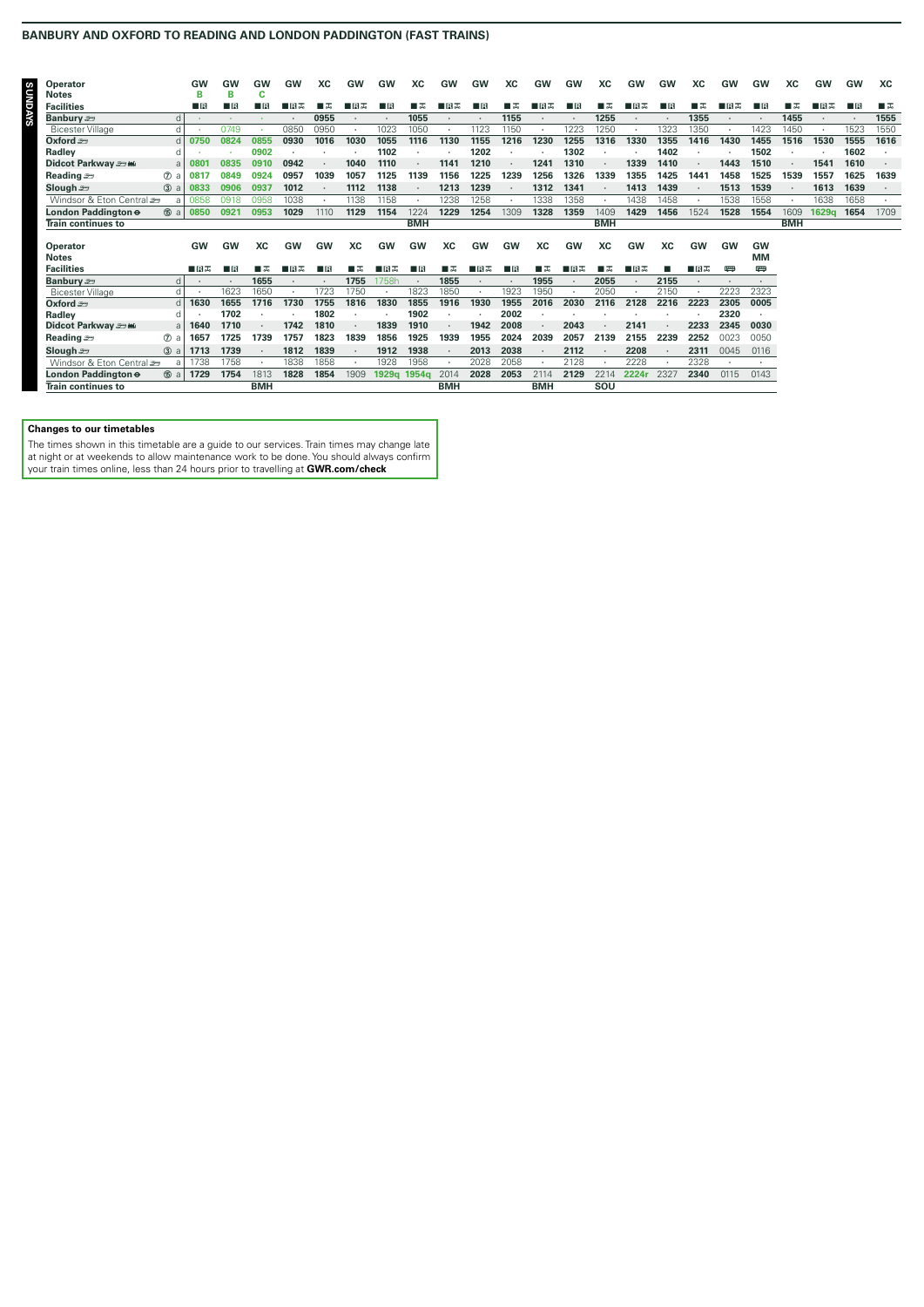## BANBURY AND OXFORD TO READING AND LONDON PADDINGTON (FAST TRAINS)

SUNDAYS

| Operator | | GW | GW | GW | GW | XC | GW | GW | XC | GW | GW | XC | GW | GW | XC | GW | GW | XC | GW | GW | XC | GW | GW | XC |
|---|---|---|---|---|---|---|---|---|---|---|---|---|---|---|---|---|---|---|---|---|---|---|---|---|
| Notes | | B | B | C | | | | | | | | | | | | | | | | | | | | |
| Facilities | | ■🅁 | ■🅁 | ■🅁 | ■🅁⚒ | ■⚒ | ■🅁⚒ | ■🅁 | ■⚒ | ■🅁⚒ | ■🅁 | ■⚒ | ■🅁⚒ | ■🅁 | ■⚒ | ■🅁⚒ | ■🅁 | ■⚒ | ■🅁⚒ | ■🅁 | ■⚒ | ■🅁⚒ | ■🅁 | ■⚒ |
| Banbury | d | · | · | · | · | 0955 | · | · | 1055 | · | · | 1155 | · | · | 1255 | · | · | 1355 | · | · | 1455 | · | · | 1555 |
| Bicester Village | d | · | 0749 | · | 0850 | 0950 | · | 1023 | 1050 | · | 1123 | 1150 | · | 1223 | 1250 | · | 1323 | 1350 | · | 1423 | 1450 | · | 1523 | 1550 |
| Oxford | d | 0750 | 0824 | 0855 | 0930 | 1016 | 1030 | 1055 | 1116 | 1130 | 1155 | 1216 | 1230 | 1255 | 1316 | 1330 | 1355 | 1416 | 1430 | 1455 | 1516 | 1530 | 1555 | 1616 |
| Radley | d | · | · | 0902 | · | · | · | 1102 | · | · | 1202 | · | · | 1302 | · | · | 1402 | · | · | 1502 | · | · | 1602 | · |
| Didcot Parkway | a | 0801 | 0835 | 0910 | 0942 | · | 1040 | 1110 | · | 1141 | 1210 | · | 1241 | 1310 | · | 1339 | 1410 | · | 1443 | 1510 | · | 1541 | 1610 | · |
| Reading | ⑦ a | 0817 | 0849 | 0924 | 0957 | 1039 | 1057 | 1125 | 1139 | 1156 | 1225 | 1239 | 1256 | 1326 | 1339 | 1355 | 1425 | 1441 | 1458 | 1525 | 1539 | 1557 | 1625 | 1639 |
| Slough | ③ a | 0833 | 0906 | 0937 | 1012 | · | 1112 | 1138 | · | 1213 | 1239 | · | 1312 | 1341 | · | 1413 | 1439 | · | 1513 | 1539 | · | 1613 | 1639 | · |
| Windsor & Eton Central | a | 0858 | 0918 | 0958 | 1038 | · | 1138 | 1158 | · | 1238 | 1258 | · | 1338 | 1358 | · | 1438 | 1458 | · | 1538 | 1558 | · | 1638 | 1658 | · |
| London Paddington ⊖ | ⑮ a | 0850 | 0921 | 0953 | 1029 | 1110 | 1129 | 1154 | 1224 | 1229 | 1254 | 1309 | 1328 | 1359 | 1409 | 1429 | 1456 | 1524 | 1528 | 1554 | 1609 | 1629q | 1654 | 1709 |
| Train continues to | | | | | | | | | BMH | | | | | | BMH | | | | | | BMH | | | |

| Operator | | GW | GW | XC | GW | GW | XC | GW | GW | XC | GW | GW | XC | GW | XC | GW | XC | GW | GW | GW |
|---|---|---|---|---|---|---|---|---|---|---|---|---|---|---|---|---|---|---|---|---|
| Notes | | | | | | | | | | | | | | | | | | | | MM |
| Facilities | | ■🅁⚒ | ■🅁 | ■⚒ | ■🅁⚒ | ■🅁 | ■⚒ | ■🅁⚒ | ■🅁 | ■⚒ | ■🅁⚒ | ■🅁 | ■⚒ | ■🅁⚒ | ■⚒ | ■🅁⚒ | ■ | ■🅁⚒ | 🚌 | 🚌 |
| Banbury | d | · | · | 1655 | · | · | 1755 | 1758h | · | 1855 | · | · | 1955 | · | 2055 | · | 2155 | · | · | · |
| Bicester Village | d | · | 1623 | 1650 | · | 1723 | 1750 | · | 1823 | 1850 | · | 1923 | 1950 | · | 2050 | · | 2150 | · | 2223 | 2323 |
| Oxford | d | 1630 | 1655 | 1716 | 1730 | 1755 | 1816 | 1830 | 1855 | 1916 | 1930 | 1955 | 2016 | 2030 | 2116 | 2128 | 2216 | 2223 | 2305 | 0005 |
| Radley | d | · | 1702 | · | · | 1802 | · | · | 1902 | · | · | 2002 | · | · | · | · | · | · | 2320 | · |
| Didcot Parkway | a | 1640 | 1710 | · | 1742 | 1810 | · | 1839 | 1910 | · | 1942 | 2008 | · | 2043 | · | 2141 | · | 2233 | 2345 | 0030 |
| Reading | ⑦ a | 1657 | 1725 | 1739 | 1757 | 1823 | 1839 | 1856 | 1925 | 1939 | 1955 | 2024 | 2039 | 2057 | 2139 | 2155 | 2239 | 2252 | 0023 | 0050 |
| Slough | ③ a | 1713 | 1739 | · | 1812 | 1839 | · | 1912 | 1938 | · | 2013 | 2038 | · | 2112 | · | 2208 | · | 2311 | 0045 | 0116 |
| Windsor & Eton Central | a | 1738 | 1758 | · | 1838 | 1858 | · | 1928 | 1958 | · | 2028 | 2058 | · | 2128 | · | 2228 | · | 2328 | · | · |
| London Paddington ⊖ | ⑮ a | 1729 | 1754 | 1813 | 1828 | 1854 | 1909 | 1929q | 1954q | 2014 | 2028 | 2053 | 2114 | 2129 | 2214 | 2224r | 2327 | 2340 | 0115 | 0143 |
| Train continues to | | | | BMH | | | | | | BMH | | | BMH | | SOU | | | | | |

**Changes to our timetables**

The times shown in this timetable are a guide to our services. Train times may change late at night or at weekends to allow maintenance work to be done. You should always confirm your train times online, less than 24 hours prior to travelling at **GWR.com/check**